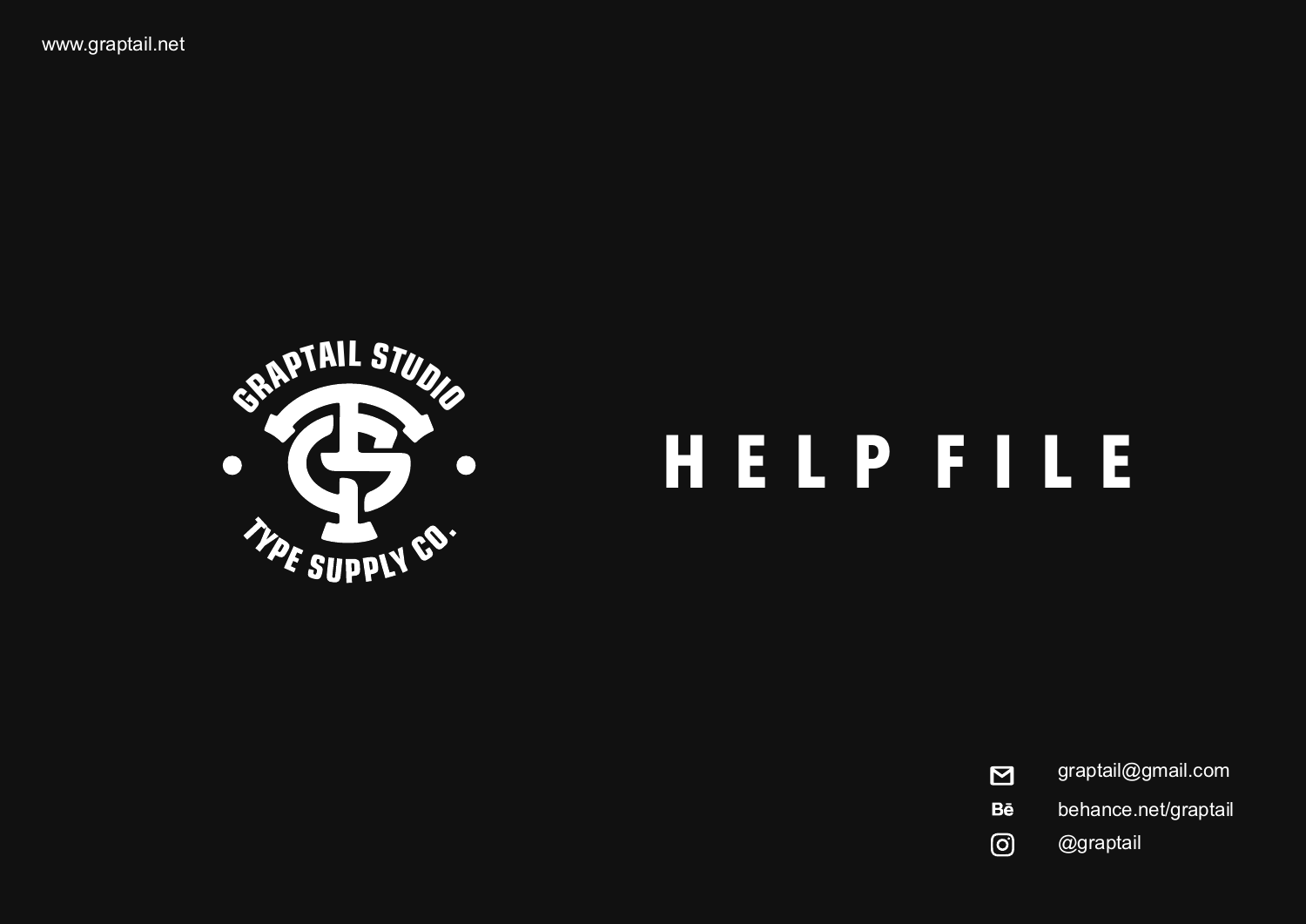www.graptail.net

GRAPTAIL STUDIO

TYPE SUPPLY CO.

# HELP FILE

graptail@gmail.com

behance.net/graptail

@graptail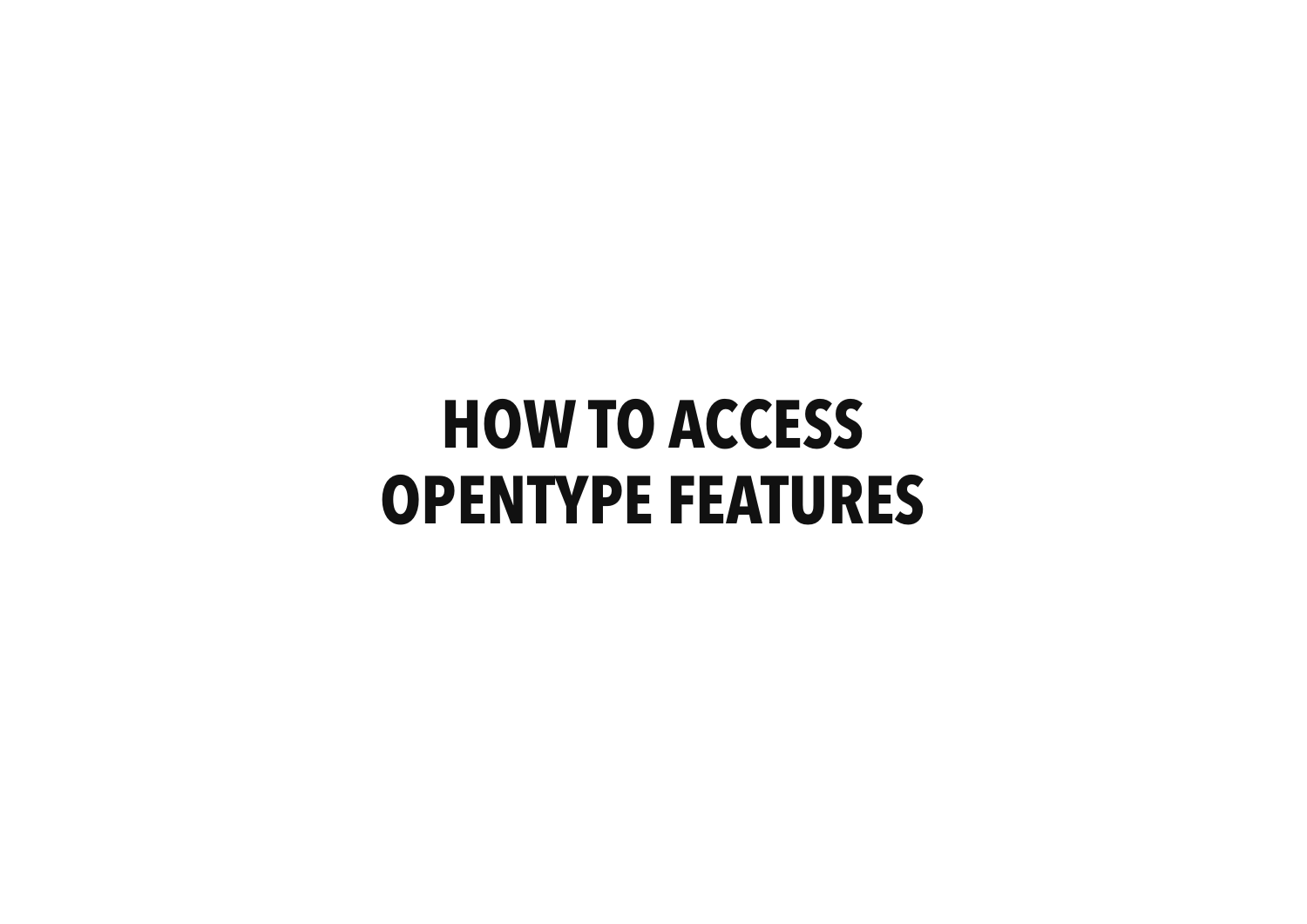# HOW TO ACCESS OPENTYPE FEATURES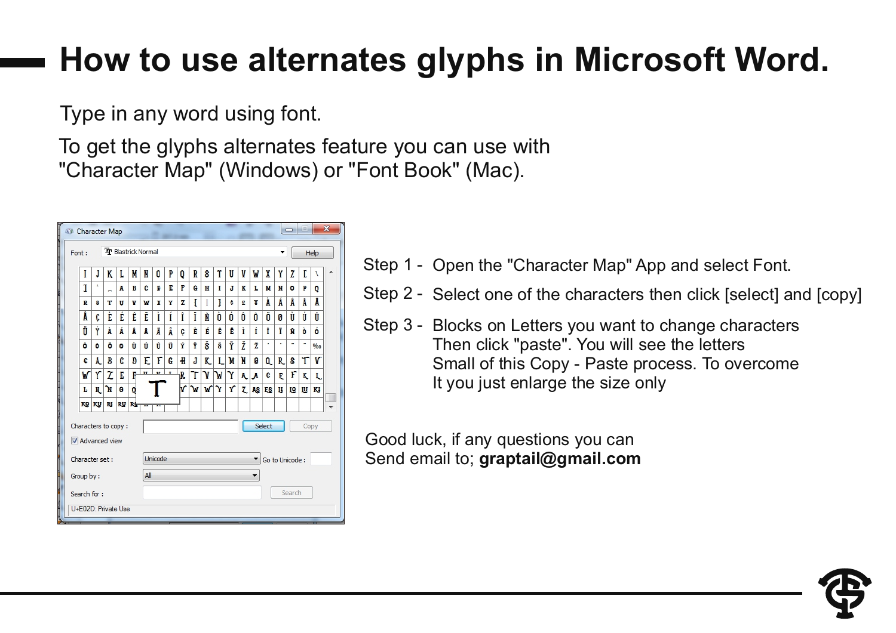# How to use alternates glyphs in Microsoft Word.

Type in any word using font.

To get the glyphs alternates feature you can use with "Character Map" (Windows) or "Font Book" (Mac).

Step 1 - Open the "Character Map" App and select Font.

Step 2 - Select one of the characters then click [select] and [copy]

Step 3 - Blocks on Letters you want to change characters Then click "paste". You will see the letters Small of this Copy - Paste process. To overcome It you just enlarge the size only

Good luck, if any questions you can Send email to; **graptail@gmail.com**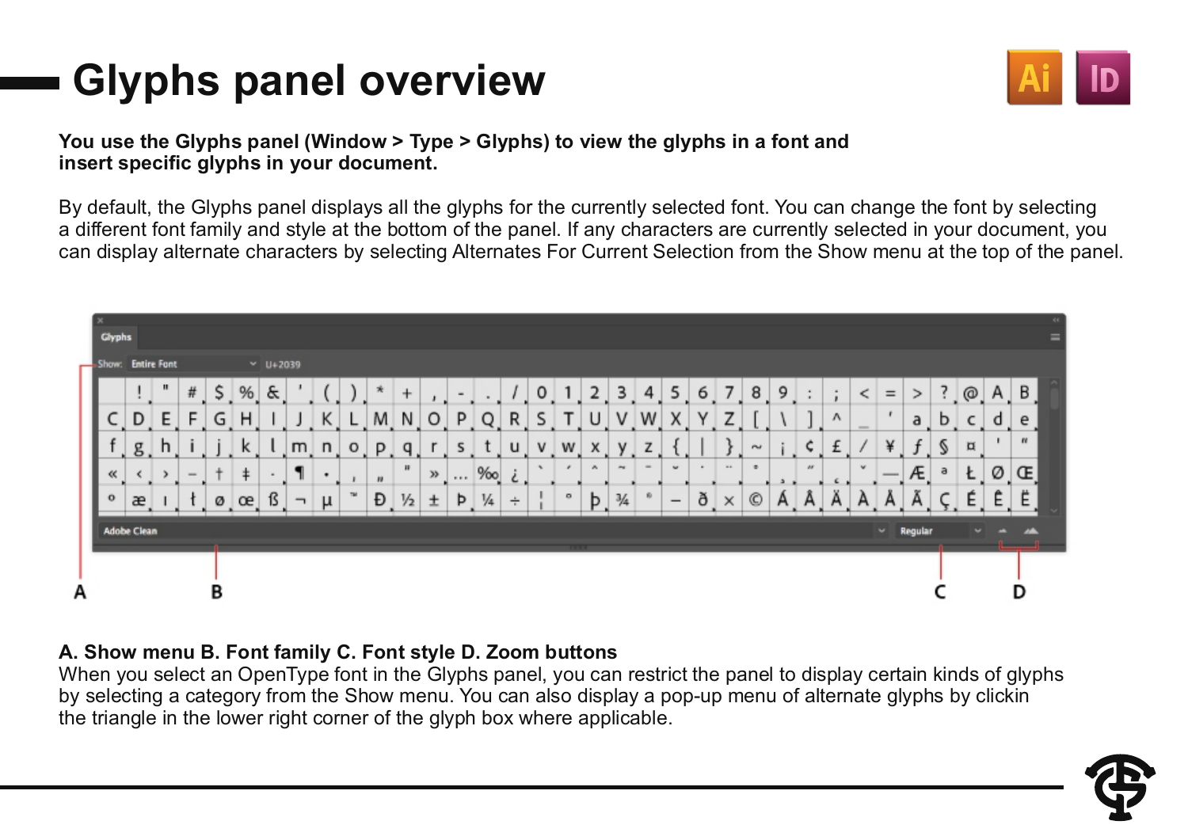# Glyphs panel overview

**You use the Glyphs panel (Window > Type > Glyphs) to view the glyphs in a font and insert specific glyphs in your document.**

By default, the Glyphs panel displays all the glyphs for the currently selected font. You can change the font by selecting a different font family and style at the bottom of the panel. If any characters are currently selected in your document, you can display alternate characters by selecting Alternates For Current Selection from the Show menu at the top of the panel.

**A. Show menu B. Font family C. Font style D. Zoom buttons**

When you select an OpenType font in the Glyphs panel, you can restrict the panel to display certain kinds of glyphs by selecting a category from the Show menu. You can also display a pop-up menu of alternate glyphs by clickin the triangle in the lower right corner of the glyph box where applicable.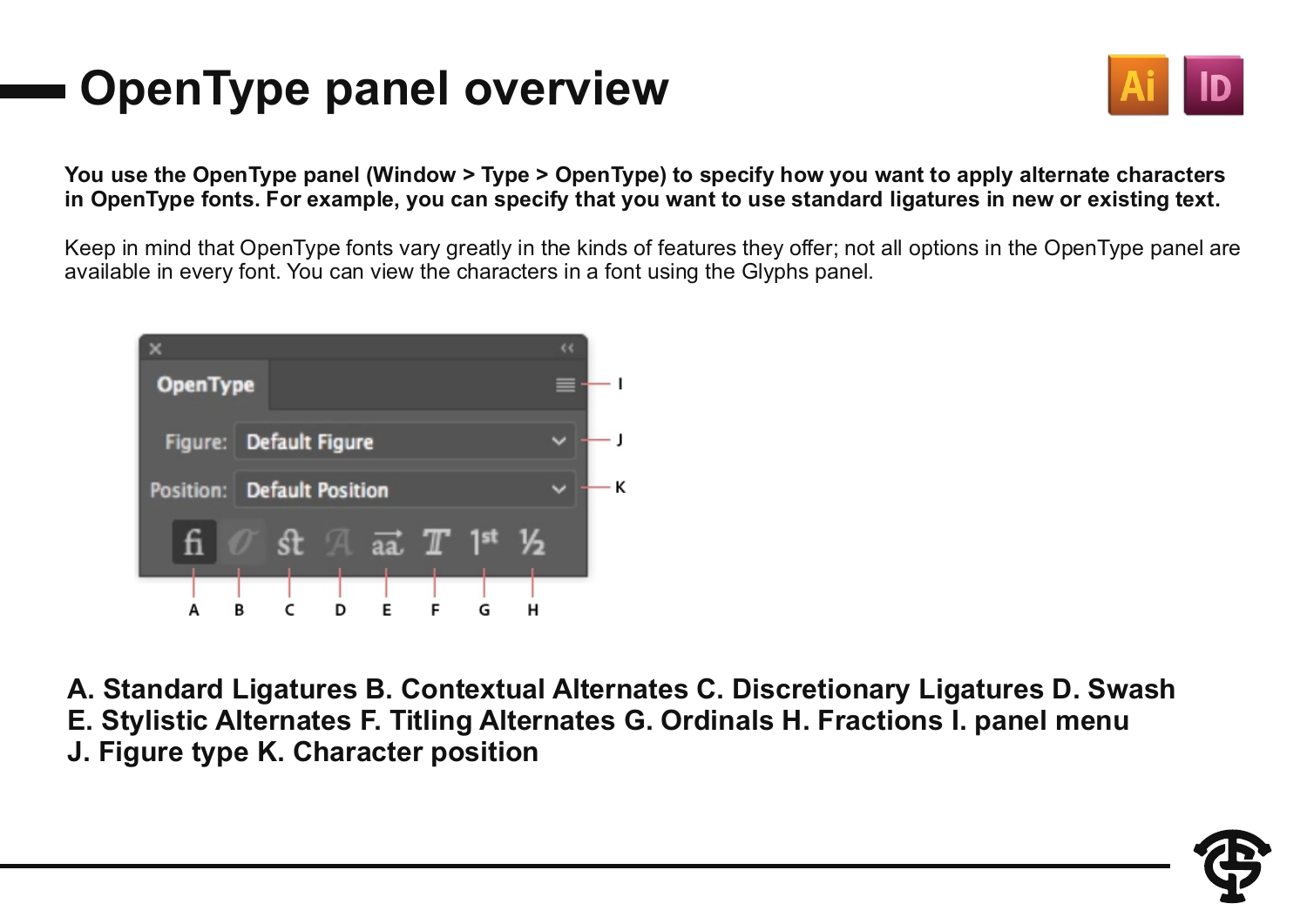# OpenType panel overview

**You use the OpenType panel (Window > Type > OpenType) to specify how you want to apply alternate characters in OpenType fonts. For example, you can specify that you want to use standard ligatures in new or existing text.**

Keep in mind that OpenType fonts vary greatly in the kinds of features they offer; not all options in the OpenType panel are available in every font. You can view the characters in a font using the Glyphs panel.

**A. Standard Ligatures B. Contextual Alternates C. Discretionary Ligatures D. Swash E. Stylistic Alternates F. Titling Alternates G. Ordinals H. Fractions I. panel menu J. Figure type K. Character position**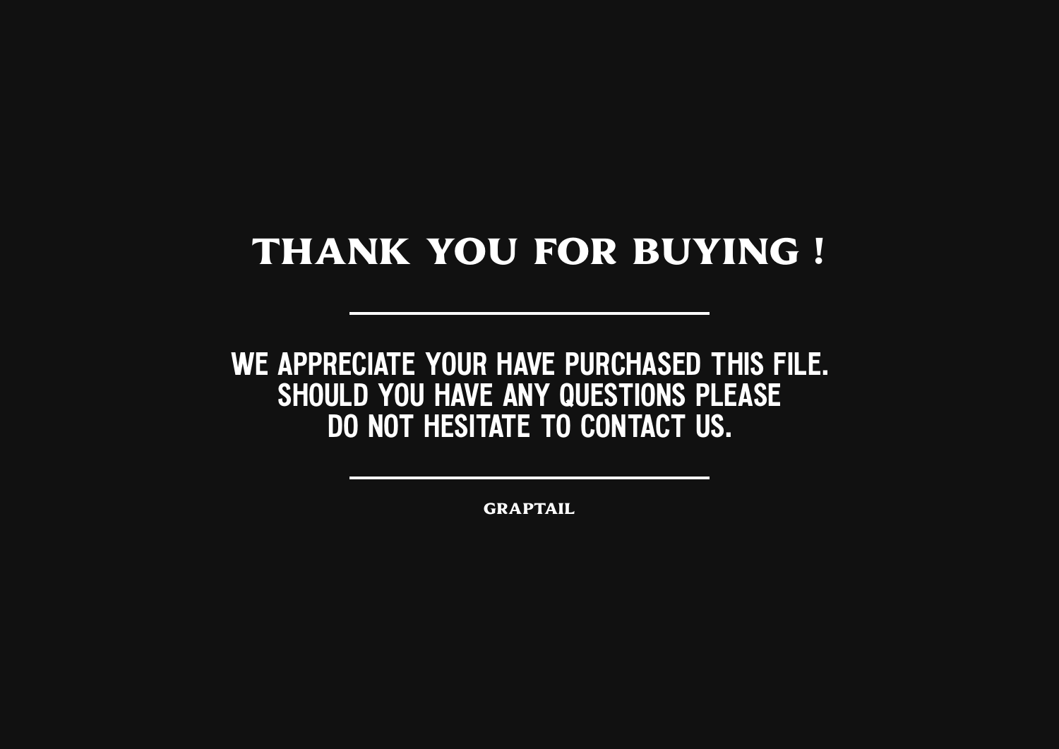# THANK YOU FOR BUYING !

---

WE APPRECIATE YOUR HAVE PURCHASED THIS FILE.
SHOULD YOU HAVE ANY QUESTIONS PLEASE
DO NOT HESITATE TO CONTACT US.

---

GRAPTAIL